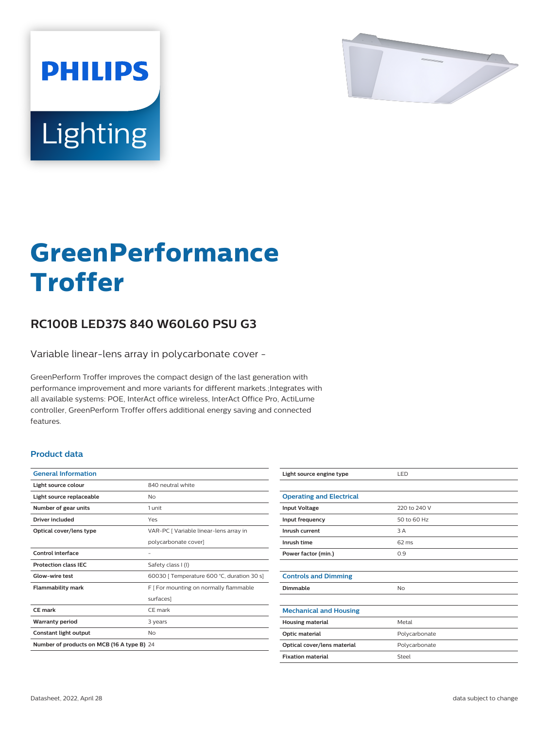PHILIPS

Lighting

# GreenPerformance Troffer

## RC100B LED37S 840 W60L60 PSU G3

Variable linear-lens array in polycarbonate cover -

GreenPerform Troffer improves the compact design of the last generation with performance improvement and more variants for different markets.;Integrates with all available systems: POE, InterAct office wireless, InterAct Office Pro, ActiLume controller, GreenPerform Troffer offers additional energy saving and connected features.

### Product data

| General Information | |
|---|---|
| Light source colour | 840 neutral white |
| Light source replaceable | No |
| Number of gear units | 1 unit |
| Driver included | Yes |
| Optical cover/lens type | VAR-PC [ Variable linear-lens array in polycarbonate cover] |
| Control interface | - |
| Protection class IEC | Safety class I (I) |
| Glow-wire test | 60030 [ Temperature 600 °C, duration 30 s] |
| Flammability mark | F [ For mounting on normally flammable surfaces] |
| CE mark | CE mark |
| Warranty period | 3 years |
| Constant light output | No |
| Number of products on MCB (16 A type B) | 24 |
| Light source engine type | LED |

| Operating and Electrical | |
|---|---|
| Input Voltage | 220 to 240 V |
| Input frequency | 50 to 60 Hz |
| Inrush current | 3 A |
| Inrush time | 62 ms |
| Power factor (min.) | 0.9 |

| Controls and Dimming | |
|---|---|
| Dimmable | No |

| Mechanical and Housing | |
|---|---|
| Housing material | Metal |
| Optic material | Polycarbonate |
| Optical cover/lens material | Polycarbonate |
| Fixation material | Steel |

Datasheet, 2022, April 28

data subject to change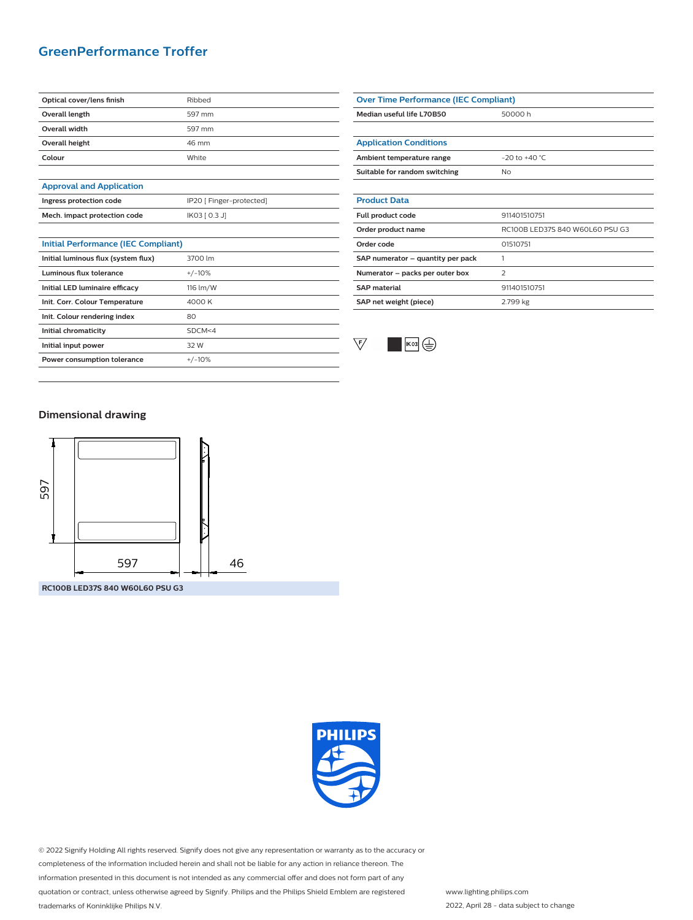# GreenPerformance Troffer

| | |
|---|---|
| Optical cover/lens finish | Ribbed |
| Overall length | 597 mm |
| Overall width | 597 mm |
| Overall height | 46 mm |
| Colour | White |

### Approval and Application

| | |
|---|---|
| Ingress protection code | IP20 [ Finger-protected] |
| Mech. impact protection code | IK03 [ 0.3 J] |

### Initial Performance (IEC Compliant)

| | |
|---|---|
| Initial luminous flux (system flux) | 3700 lm |
| Luminous flux tolerance | +/-10% |
| Initial LED luminaire efficacy | 116 lm/W |
| Init. Corr. Colour Temperature | 4000 K |
| Init. Colour rendering index | 80 |
| Initial chromaticity | SDCM<4 |
| Initial input power | 32 W |
| Power consumption tolerance | +/-10% |

### Over Time Performance (IEC Compliant)

| | |
|---|---|
| Median useful life L70B50 | 50000 h |

### Application Conditions

| | |
|---|---|
| Ambient temperature range | -20 to +40 °C |
| Suitable for random switching | No |

### Product Data

| | |
|---|---|
| Full product code | 911401510751 |
| Order product name | RC100B LED37S 840 W60L60 PSU G3 |
| Order code | 01510751 |
| SAP numerator – quantity per pack | 1 |
| Numerator – packs per outer box | 2 |
| SAP material | 911401510751 |
| SAP net weight (piece) | 2.799 kg |

## Dimensional drawing

597

597

46

**RC100B LED37S 840 W60L60 PSU G3**

© 2022 Signify Holding All rights reserved. Signify does not give any representation or warranty as to the accuracy or completeness of the information included herein and shall not be liable for any action in reliance thereon. The information presented in this document is not intended as any commercial offer and does not form part of any quotation or contract, unless otherwise agreed by Signify. Philips and the Philips Shield Emblem are registered trademarks of Koninklijke Philips N.V.

www.lighting.philips.com

2022, April 28 - data subject to change